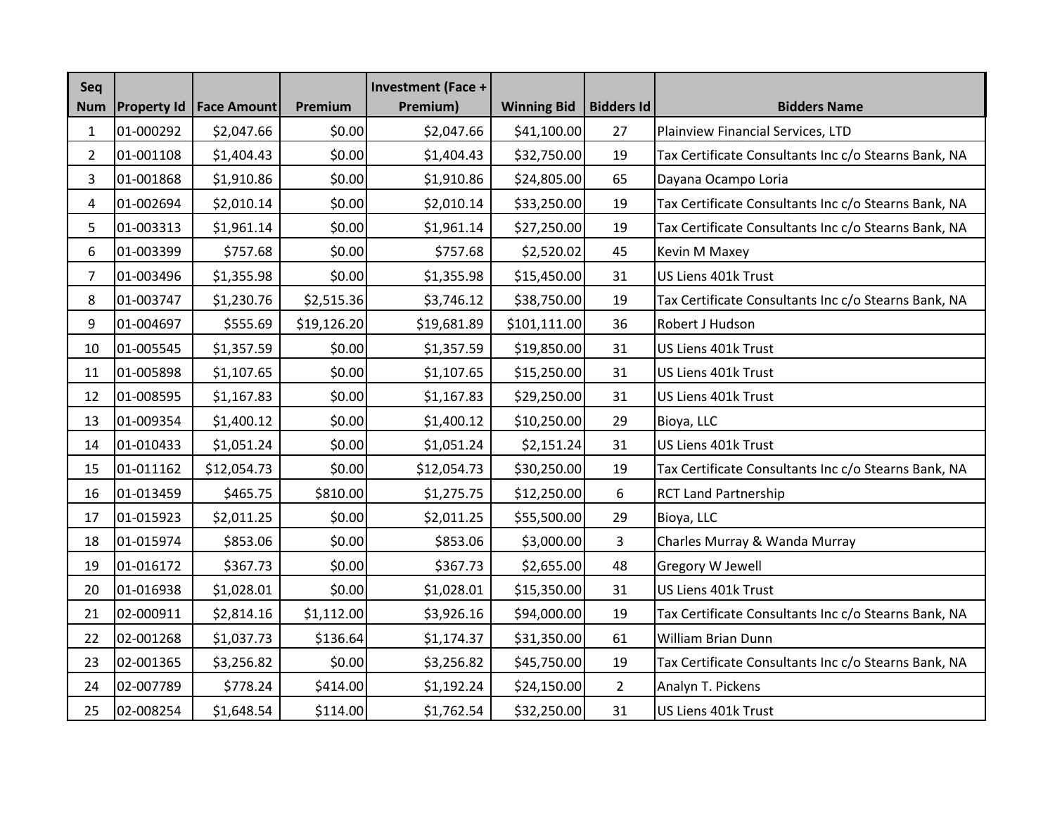| Seq Num | Property Id | Face Amount | Premium | Investment (Face + Premium) | Winning Bid | Bidders Id | Bidders Name |
|---|---|---|---|---|---|---|---|
| 1 | 01-000292 | $2,047.66 | $0.00 | $2,047.66 | $41,100.00 | 27 | Plainview Financial Services, LTD |
| 2 | 01-001108 | $1,404.43 | $0.00 | $1,404.43 | $32,750.00 | 19 | Tax Certificate Consultants Inc c/o Stearns Bank, NA |
| 3 | 01-001868 | $1,910.86 | $0.00 | $1,910.86 | $24,805.00 | 65 | Dayana Ocampo Loria |
| 4 | 01-002694 | $2,010.14 | $0.00 | $2,010.14 | $33,250.00 | 19 | Tax Certificate Consultants Inc c/o Stearns Bank, NA |
| 5 | 01-003313 | $1,961.14 | $0.00 | $1,961.14 | $27,250.00 | 19 | Tax Certificate Consultants Inc c/o Stearns Bank, NA |
| 6 | 01-003399 | $757.68 | $0.00 | $757.68 | $2,520.02 | 45 | Kevin M Maxey |
| 7 | 01-003496 | $1,355.98 | $0.00 | $1,355.98 | $15,450.00 | 31 | US Liens 401k Trust |
| 8 | 01-003747 | $1,230.76 | $2,515.36 | $3,746.12 | $38,750.00 | 19 | Tax Certificate Consultants Inc c/o Stearns Bank, NA |
| 9 | 01-004697 | $555.69 | $19,126.20 | $19,681.89 | $101,111.00 | 36 | Robert J Hudson |
| 10 | 01-005545 | $1,357.59 | $0.00 | $1,357.59 | $19,850.00 | 31 | US Liens 401k Trust |
| 11 | 01-005898 | $1,107.65 | $0.00 | $1,107.65 | $15,250.00 | 31 | US Liens 401k Trust |
| 12 | 01-008595 | $1,167.83 | $0.00 | $1,167.83 | $29,250.00 | 31 | US Liens 401k Trust |
| 13 | 01-009354 | $1,400.12 | $0.00 | $1,400.12 | $10,250.00 | 29 | Bioya, LLC |
| 14 | 01-010433 | $1,051.24 | $0.00 | $1,051.24 | $2,151.24 | 31 | US Liens 401k Trust |
| 15 | 01-011162 | $12,054.73 | $0.00 | $12,054.73 | $30,250.00 | 19 | Tax Certificate Consultants Inc c/o Stearns Bank, NA |
| 16 | 01-013459 | $465.75 | $810.00 | $1,275.75 | $12,250.00 | 6 | RCT Land Partnership |
| 17 | 01-015923 | $2,011.25 | $0.00 | $2,011.25 | $55,500.00 | 29 | Bioya, LLC |
| 18 | 01-015974 | $853.06 | $0.00 | $853.06 | $3,000.00 | 3 | Charles Murray & Wanda Murray |
| 19 | 01-016172 | $367.73 | $0.00 | $367.73 | $2,655.00 | 48 | Gregory W Jewell |
| 20 | 01-016938 | $1,028.01 | $0.00 | $1,028.01 | $15,350.00 | 31 | US Liens 401k Trust |
| 21 | 02-000911 | $2,814.16 | $1,112.00 | $3,926.16 | $94,000.00 | 19 | Tax Certificate Consultants Inc c/o Stearns Bank, NA |
| 22 | 02-001268 | $1,037.73 | $136.64 | $1,174.37 | $31,350.00 | 61 | William Brian Dunn |
| 23 | 02-001365 | $3,256.82 | $0.00 | $3,256.82 | $45,750.00 | 19 | Tax Certificate Consultants Inc c/o Stearns Bank, NA |
| 24 | 02-007789 | $778.24 | $414.00 | $1,192.24 | $24,150.00 | 2 | Analyn T. Pickens |
| 25 | 02-008254 | $1,648.54 | $114.00 | $1,762.54 | $32,250.00 | 31 | US Liens 401k Trust |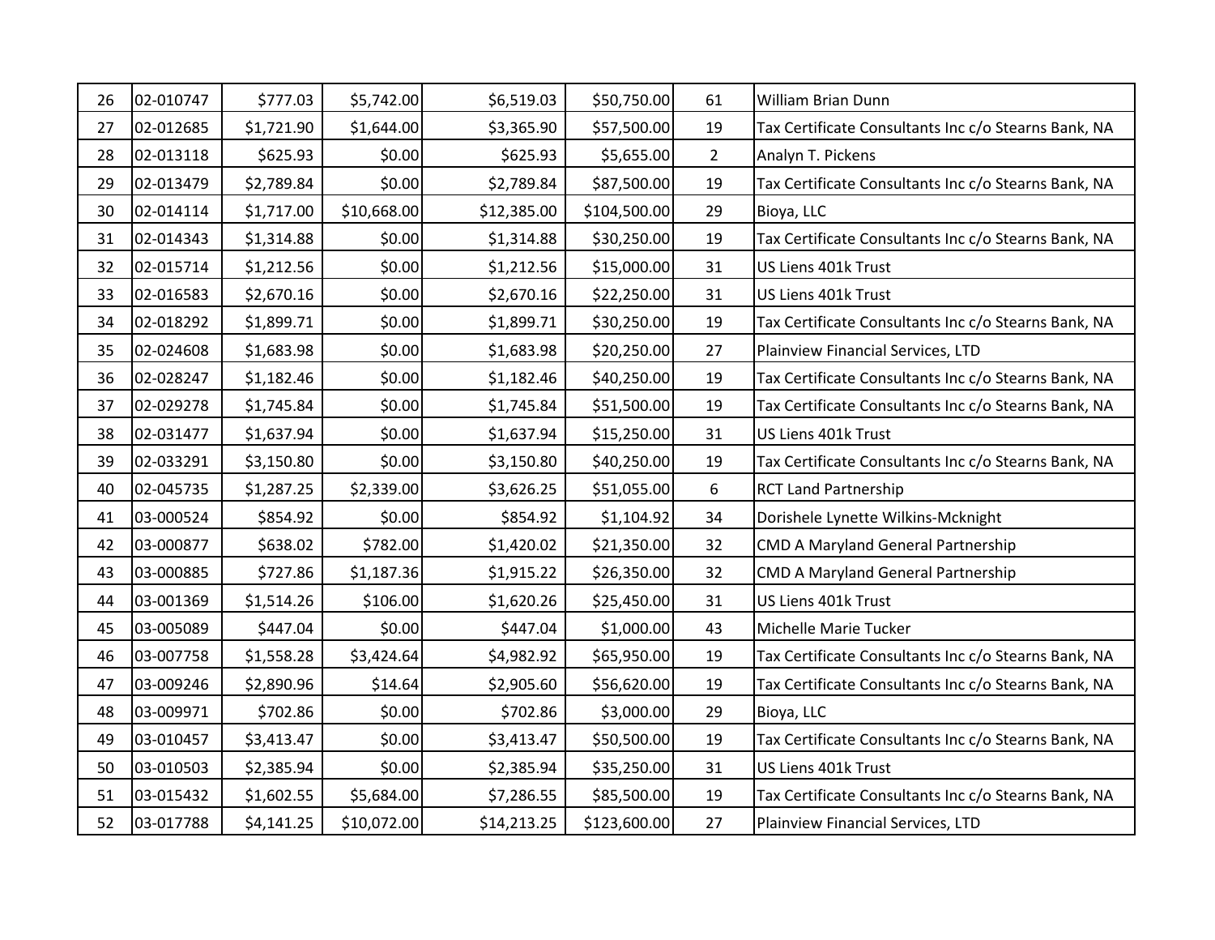| | | | | | | | |
|---|---|---|---|---|---|---|---|
| 26 | 02-010747 | $777.03 | $5,742.00 | $6,519.03 | $50,750.00 | 61 | William Brian Dunn |
| 27 | 02-012685 | $1,721.90 | $1,644.00 | $3,365.90 | $57,500.00 | 19 | Tax Certificate Consultants Inc c/o Stearns Bank, NA |
| 28 | 02-013118 | $625.93 | $0.00 | $625.93 | $5,655.00 | 2 | Analyn T. Pickens |
| 29 | 02-013479 | $2,789.84 | $0.00 | $2,789.84 | $87,500.00 | 19 | Tax Certificate Consultants Inc c/o Stearns Bank, NA |
| 30 | 02-014114 | $1,717.00 | $10,668.00 | $12,385.00 | $104,500.00 | 29 | Bioya, LLC |
| 31 | 02-014343 | $1,314.88 | $0.00 | $1,314.88 | $30,250.00 | 19 | Tax Certificate Consultants Inc c/o Stearns Bank, NA |
| 32 | 02-015714 | $1,212.56 | $0.00 | $1,212.56 | $15,000.00 | 31 | US Liens 401k Trust |
| 33 | 02-016583 | $2,670.16 | $0.00 | $2,670.16 | $22,250.00 | 31 | US Liens 401k Trust |
| 34 | 02-018292 | $1,899.71 | $0.00 | $1,899.71 | $30,250.00 | 19 | Tax Certificate Consultants Inc c/o Stearns Bank, NA |
| 35 | 02-024608 | $1,683.98 | $0.00 | $1,683.98 | $20,250.00 | 27 | Plainview Financial Services, LTD |
| 36 | 02-028247 | $1,182.46 | $0.00 | $1,182.46 | $40,250.00 | 19 | Tax Certificate Consultants Inc c/o Stearns Bank, NA |
| 37 | 02-029278 | $1,745.84 | $0.00 | $1,745.84 | $51,500.00 | 19 | Tax Certificate Consultants Inc c/o Stearns Bank, NA |
| 38 | 02-031477 | $1,637.94 | $0.00 | $1,637.94 | $15,250.00 | 31 | US Liens 401k Trust |
| 39 | 02-033291 | $3,150.80 | $0.00 | $3,150.80 | $40,250.00 | 19 | Tax Certificate Consultants Inc c/o Stearns Bank, NA |
| 40 | 02-045735 | $1,287.25 | $2,339.00 | $3,626.25 | $51,055.00 | 6 | RCT Land Partnership |
| 41 | 03-000524 | $854.92 | $0.00 | $854.92 | $1,104.92 | 34 | Dorishele Lynette Wilkins-Mcknight |
| 42 | 03-000877 | $638.02 | $782.00 | $1,420.02 | $21,350.00 | 32 | CMD A Maryland General Partnership |
| 43 | 03-000885 | $727.86 | $1,187.36 | $1,915.22 | $26,350.00 | 32 | CMD A Maryland General Partnership |
| 44 | 03-001369 | $1,514.26 | $106.00 | $1,620.26 | $25,450.00 | 31 | US Liens 401k Trust |
| 45 | 03-005089 | $447.04 | $0.00 | $447.04 | $1,000.00 | 43 | Michelle Marie Tucker |
| 46 | 03-007758 | $1,558.28 | $3,424.64 | $4,982.92 | $65,950.00 | 19 | Tax Certificate Consultants Inc c/o Stearns Bank, NA |
| 47 | 03-009246 | $2,890.96 | $14.64 | $2,905.60 | $56,620.00 | 19 | Tax Certificate Consultants Inc c/o Stearns Bank, NA |
| 48 | 03-009971 | $702.86 | $0.00 | $702.86 | $3,000.00 | 29 | Bioya, LLC |
| 49 | 03-010457 | $3,413.47 | $0.00 | $3,413.47 | $50,500.00 | 19 | Tax Certificate Consultants Inc c/o Stearns Bank, NA |
| 50 | 03-010503 | $2,385.94 | $0.00 | $2,385.94 | $35,250.00 | 31 | US Liens 401k Trust |
| 51 | 03-015432 | $1,602.55 | $5,684.00 | $7,286.55 | $85,500.00 | 19 | Tax Certificate Consultants Inc c/o Stearns Bank, NA |
| 52 | 03-017788 | $4,141.25 | $10,072.00 | $14,213.25 | $123,600.00 | 27 | Plainview Financial Services, LTD |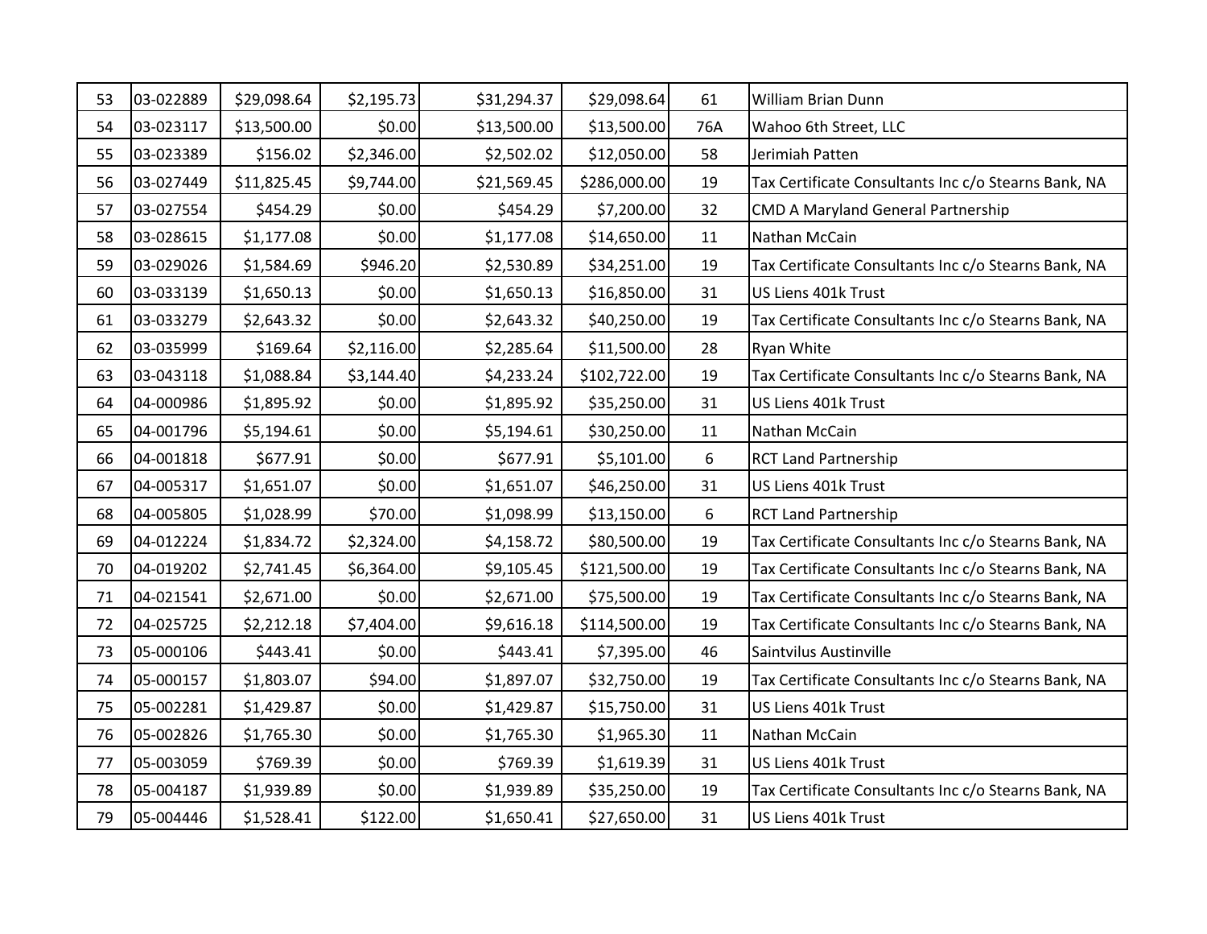| 53 | 03-022889 | $29,098.64 | $2,195.73 | $31,294.37 | $29,098.64 | 61 | William Brian Dunn |
|---|---|---|---|---|---|---|---|
| 54 | 03-023117 | $13,500.00 | $0.00 | $13,500.00 | $13,500.00 | 76A | Wahoo 6th Street, LLC |
| 55 | 03-023389 | $156.02 | $2,346.00 | $2,502.02 | $12,050.00 | 58 | Jerimiah Patten |
| 56 | 03-027449 | $11,825.45 | $9,744.00 | $21,569.45 | $286,000.00 | 19 | Tax Certificate Consultants Inc c/o Stearns Bank, NA |
| 57 | 03-027554 | $454.29 | $0.00 | $454.29 | $7,200.00 | 32 | CMD A Maryland General Partnership |
| 58 | 03-028615 | $1,177.08 | $0.00 | $1,177.08 | $14,650.00 | 11 | Nathan McCain |
| 59 | 03-029026 | $1,584.69 | $946.20 | $2,530.89 | $34,251.00 | 19 | Tax Certificate Consultants Inc c/o Stearns Bank, NA |
| 60 | 03-033139 | $1,650.13 | $0.00 | $1,650.13 | $16,850.00 | 31 | US Liens 401k Trust |
| 61 | 03-033279 | $2,643.32 | $0.00 | $2,643.32 | $40,250.00 | 19 | Tax Certificate Consultants Inc c/o Stearns Bank, NA |
| 62 | 03-035999 | $169.64 | $2,116.00 | $2,285.64 | $11,500.00 | 28 | Ryan White |
| 63 | 03-043118 | $1,088.84 | $3,144.40 | $4,233.24 | $102,722.00 | 19 | Tax Certificate Consultants Inc c/o Stearns Bank, NA |
| 64 | 04-000986 | $1,895.92 | $0.00 | $1,895.92 | $35,250.00 | 31 | US Liens 401k Trust |
| 65 | 04-001796 | $5,194.61 | $0.00 | $5,194.61 | $30,250.00 | 11 | Nathan McCain |
| 66 | 04-001818 | $677.91 | $0.00 | $677.91 | $5,101.00 | 6 | RCT Land Partnership |
| 67 | 04-005317 | $1,651.07 | $0.00 | $1,651.07 | $46,250.00 | 31 | US Liens 401k Trust |
| 68 | 04-005805 | $1,028.99 | $70.00 | $1,098.99 | $13,150.00 | 6 | RCT Land Partnership |
| 69 | 04-012224 | $1,834.72 | $2,324.00 | $4,158.72 | $80,500.00 | 19 | Tax Certificate Consultants Inc c/o Stearns Bank, NA |
| 70 | 04-019202 | $2,741.45 | $6,364.00 | $9,105.45 | $121,500.00 | 19 | Tax Certificate Consultants Inc c/o Stearns Bank, NA |
| 71 | 04-021541 | $2,671.00 | $0.00 | $2,671.00 | $75,500.00 | 19 | Tax Certificate Consultants Inc c/o Stearns Bank, NA |
| 72 | 04-025725 | $2,212.18 | $7,404.00 | $9,616.18 | $114,500.00 | 19 | Tax Certificate Consultants Inc c/o Stearns Bank, NA |
| 73 | 05-000106 | $443.41 | $0.00 | $443.41 | $7,395.00 | 46 | Saintvilus Austinville |
| 74 | 05-000157 | $1,803.07 | $94.00 | $1,897.07 | $32,750.00 | 19 | Tax Certificate Consultants Inc c/o Stearns Bank, NA |
| 75 | 05-002281 | $1,429.87 | $0.00 | $1,429.87 | $15,750.00 | 31 | US Liens 401k Trust |
| 76 | 05-002826 | $1,765.30 | $0.00 | $1,765.30 | $1,965.30 | 11 | Nathan McCain |
| 77 | 05-003059 | $769.39 | $0.00 | $769.39 | $1,619.39 | 31 | US Liens 401k Trust |
| 78 | 05-004187 | $1,939.89 | $0.00 | $1,939.89 | $35,250.00 | 19 | Tax Certificate Consultants Inc c/o Stearns Bank, NA |
| 79 | 05-004446 | $1,528.41 | $122.00 | $1,650.41 | $27,650.00 | 31 | US Liens 401k Trust |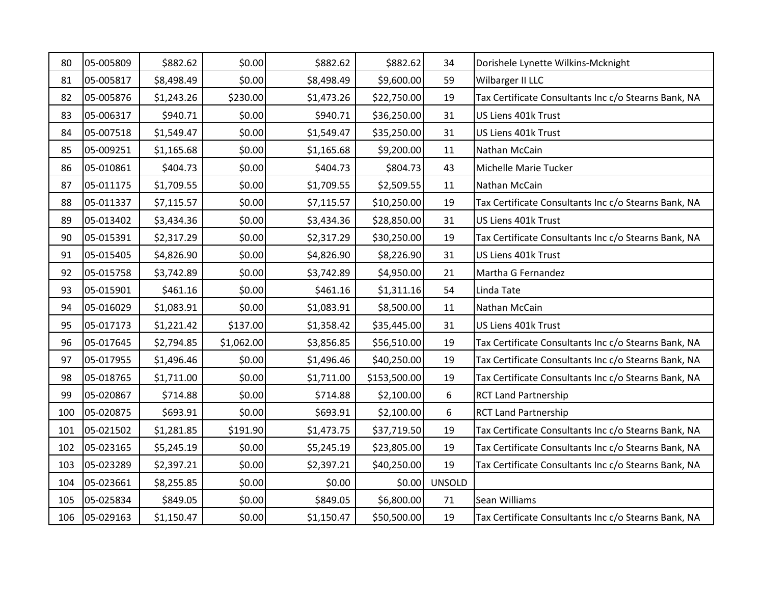| | | | | | | | |
|---|---|---|---|---|---|---|---|
| 80 | 05-005809 | $882.62 | $0.00 | $882.62 | $882.62 | 34 | Dorishele Lynette Wilkins-Mcknight |
| 81 | 05-005817 | $8,498.49 | $0.00 | $8,498.49 | $9,600.00 | 59 | Wilbarger II LLC |
| 82 | 05-005876 | $1,243.26 | $230.00 | $1,473.26 | $22,750.00 | 19 | Tax Certificate Consultants Inc c/o Stearns Bank, NA |
| 83 | 05-006317 | $940.71 | $0.00 | $940.71 | $36,250.00 | 31 | US Liens 401k Trust |
| 84 | 05-007518 | $1,549.47 | $0.00 | $1,549.47 | $35,250.00 | 31 | US Liens 401k Trust |
| 85 | 05-009251 | $1,165.68 | $0.00 | $1,165.68 | $9,200.00 | 11 | Nathan McCain |
| 86 | 05-010861 | $404.73 | $0.00 | $404.73 | $804.73 | 43 | Michelle Marie Tucker |
| 87 | 05-011175 | $1,709.55 | $0.00 | $1,709.55 | $2,509.55 | 11 | Nathan McCain |
| 88 | 05-011337 | $7,115.57 | $0.00 | $7,115.57 | $10,250.00 | 19 | Tax Certificate Consultants Inc c/o Stearns Bank, NA |
| 89 | 05-013402 | $3,434.36 | $0.00 | $3,434.36 | $28,850.00 | 31 | US Liens 401k Trust |
| 90 | 05-015391 | $2,317.29 | $0.00 | $2,317.29 | $30,250.00 | 19 | Tax Certificate Consultants Inc c/o Stearns Bank, NA |
| 91 | 05-015405 | $4,826.90 | $0.00 | $4,826.90 | $8,226.90 | 31 | US Liens 401k Trust |
| 92 | 05-015758 | $3,742.89 | $0.00 | $3,742.89 | $4,950.00 | 21 | Martha G Fernandez |
| 93 | 05-015901 | $461.16 | $0.00 | $461.16 | $1,311.16 | 54 | Linda Tate |
| 94 | 05-016029 | $1,083.91 | $0.00 | $1,083.91 | $8,500.00 | 11 | Nathan McCain |
| 95 | 05-017173 | $1,221.42 | $137.00 | $1,358.42 | $35,445.00 | 31 | US Liens 401k Trust |
| 96 | 05-017645 | $2,794.85 | $1,062.00 | $3,856.85 | $56,510.00 | 19 | Tax Certificate Consultants Inc c/o Stearns Bank, NA |
| 97 | 05-017955 | $1,496.46 | $0.00 | $1,496.46 | $40,250.00 | 19 | Tax Certificate Consultants Inc c/o Stearns Bank, NA |
| 98 | 05-018765 | $1,711.00 | $0.00 | $1,711.00 | $153,500.00 | 19 | Tax Certificate Consultants Inc c/o Stearns Bank, NA |
| 99 | 05-020867 | $714.88 | $0.00 | $714.88 | $2,100.00 | 6 | RCT Land Partnership |
| 100 | 05-020875 | $693.91 | $0.00 | $693.91 | $2,100.00 | 6 | RCT Land Partnership |
| 101 | 05-021502 | $1,281.85 | $191.90 | $1,473.75 | $37,719.50 | 19 | Tax Certificate Consultants Inc c/o Stearns Bank, NA |
| 102 | 05-023165 | $5,245.19 | $0.00 | $5,245.19 | $23,805.00 | 19 | Tax Certificate Consultants Inc c/o Stearns Bank, NA |
| 103 | 05-023289 | $2,397.21 | $0.00 | $2,397.21 | $40,250.00 | 19 | Tax Certificate Consultants Inc c/o Stearns Bank, NA |
| 104 | 05-023661 | $8,255.85 | $0.00 | $0.00 | $0.00 | UNSOLD | |
| 105 | 05-025834 | $849.05 | $0.00 | $849.05 | $6,800.00 | 71 | Sean Williams |
| 106 | 05-029163 | $1,150.47 | $0.00 | $1,150.47 | $50,500.00 | 19 | Tax Certificate Consultants Inc c/o Stearns Bank, NA |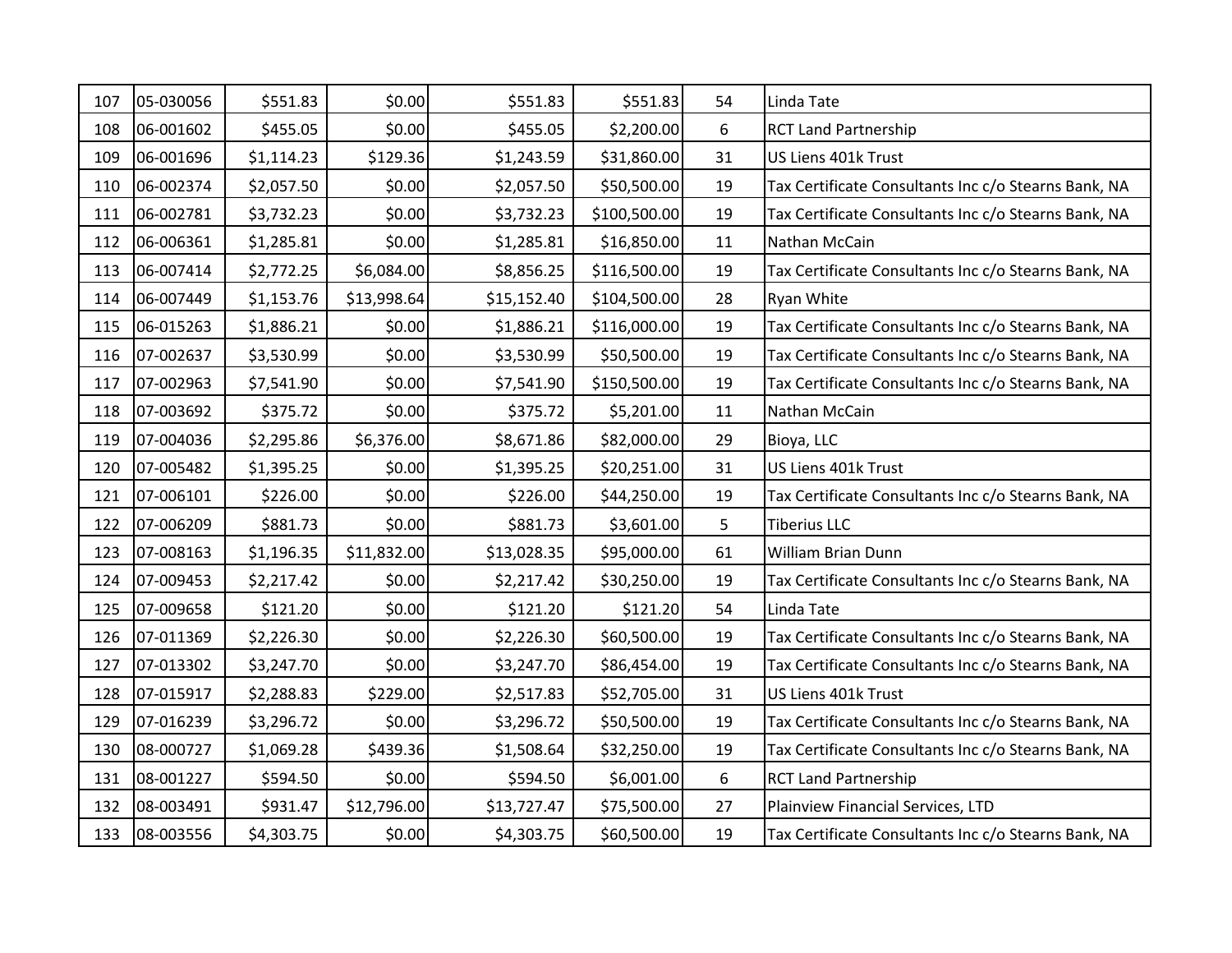| | | | | | | | |
|---|---|---|---|---|---|---|---|
| 107 | 05-030056 | $551.83 | $0.00 | $551.83 | $551.83 | 54 | Linda Tate |
| 108 | 06-001602 | $455.05 | $0.00 | $455.05 | $2,200.00 | 6 | RCT Land Partnership |
| 109 | 06-001696 | $1,114.23 | $129.36 | $1,243.59 | $31,860.00 | 31 | US Liens 401k Trust |
| 110 | 06-002374 | $2,057.50 | $0.00 | $2,057.50 | $50,500.00 | 19 | Tax Certificate Consultants Inc c/o Stearns Bank, NA |
| 111 | 06-002781 | $3,732.23 | $0.00 | $3,732.23 | $100,500.00 | 19 | Tax Certificate Consultants Inc c/o Stearns Bank, NA |
| 112 | 06-006361 | $1,285.81 | $0.00 | $1,285.81 | $16,850.00 | 11 | Nathan McCain |
| 113 | 06-007414 | $2,772.25 | $6,084.00 | $8,856.25 | $116,500.00 | 19 | Tax Certificate Consultants Inc c/o Stearns Bank, NA |
| 114 | 06-007449 | $1,153.76 | $13,998.64 | $15,152.40 | $104,500.00 | 28 | Ryan White |
| 115 | 06-015263 | $1,886.21 | $0.00 | $1,886.21 | $116,000.00 | 19 | Tax Certificate Consultants Inc c/o Stearns Bank, NA |
| 116 | 07-002637 | $3,530.99 | $0.00 | $3,530.99 | $50,500.00 | 19 | Tax Certificate Consultants Inc c/o Stearns Bank, NA |
| 117 | 07-002963 | $7,541.90 | $0.00 | $7,541.90 | $150,500.00 | 19 | Tax Certificate Consultants Inc c/o Stearns Bank, NA |
| 118 | 07-003692 | $375.72 | $0.00 | $375.72 | $5,201.00 | 11 | Nathan McCain |
| 119 | 07-004036 | $2,295.86 | $6,376.00 | $8,671.86 | $82,000.00 | 29 | Bioya, LLC |
| 120 | 07-005482 | $1,395.25 | $0.00 | $1,395.25 | $20,251.00 | 31 | US Liens 401k Trust |
| 121 | 07-006101 | $226.00 | $0.00 | $226.00 | $44,250.00 | 19 | Tax Certificate Consultants Inc c/o Stearns Bank, NA |
| 122 | 07-006209 | $881.73 | $0.00 | $881.73 | $3,601.00 | 5 | Tiberius LLC |
| 123 | 07-008163 | $1,196.35 | $11,832.00 | $13,028.35 | $95,000.00 | 61 | William Brian Dunn |
| 124 | 07-009453 | $2,217.42 | $0.00 | $2,217.42 | $30,250.00 | 19 | Tax Certificate Consultants Inc c/o Stearns Bank, NA |
| 125 | 07-009658 | $121.20 | $0.00 | $121.20 | $121.20 | 54 | Linda Tate |
| 126 | 07-011369 | $2,226.30 | $0.00 | $2,226.30 | $60,500.00 | 19 | Tax Certificate Consultants Inc c/o Stearns Bank, NA |
| 127 | 07-013302 | $3,247.70 | $0.00 | $3,247.70 | $86,454.00 | 19 | Tax Certificate Consultants Inc c/o Stearns Bank, NA |
| 128 | 07-015917 | $2,288.83 | $229.00 | $2,517.83 | $52,705.00 | 31 | US Liens 401k Trust |
| 129 | 07-016239 | $3,296.72 | $0.00 | $3,296.72 | $50,500.00 | 19 | Tax Certificate Consultants Inc c/o Stearns Bank, NA |
| 130 | 08-000727 | $1,069.28 | $439.36 | $1,508.64 | $32,250.00 | 19 | Tax Certificate Consultants Inc c/o Stearns Bank, NA |
| 131 | 08-001227 | $594.50 | $0.00 | $594.50 | $6,001.00 | 6 | RCT Land Partnership |
| 132 | 08-003491 | $931.47 | $12,796.00 | $13,727.47 | $75,500.00 | 27 | Plainview Financial Services, LTD |
| 133 | 08-003556 | $4,303.75 | $0.00 | $4,303.75 | $60,500.00 | 19 | Tax Certificate Consultants Inc c/o Stearns Bank, NA |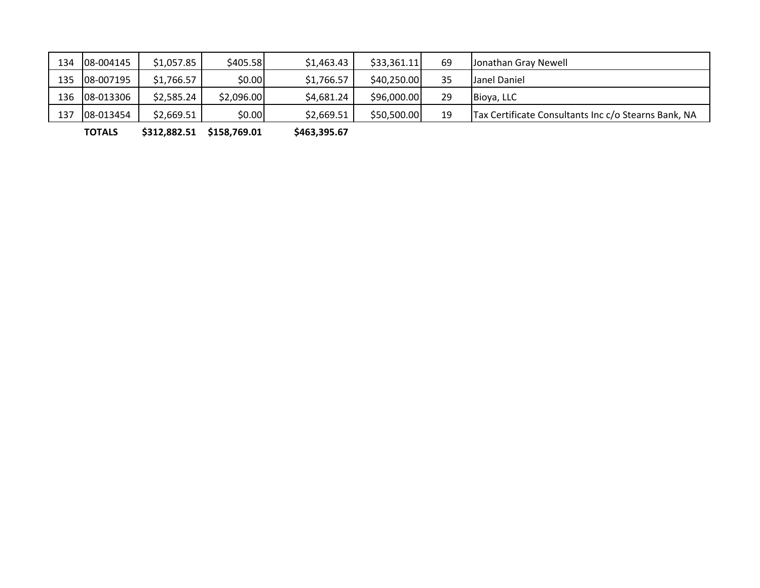| | | | | | | | |
|---|---|---|---|---|---|---|---|
| 134 | 08-004145 | $1,057.85 | $405.58 | $1,463.43 | $33,361.11 | 69 | Jonathan Gray Newell |
| 135 | 08-007195 | $1,766.57 | $0.00 | $1,766.57 | $40,250.00 | 35 | Janel Daniel |
| 136 | 08-013306 | $2,585.24 | $2,096.00 | $4,681.24 | $96,000.00 | 29 | Bioya, LLC |
| 137 | 08-013454 | $2,669.51 | $0.00 | $2,669.51 | $50,500.00 | 19 | Tax Certificate Consultants Inc c/o Stearns Bank, NA |
| | **TOTALS** | **$312,882.51** | **$158,769.01** | **$463,395.67** | | | |